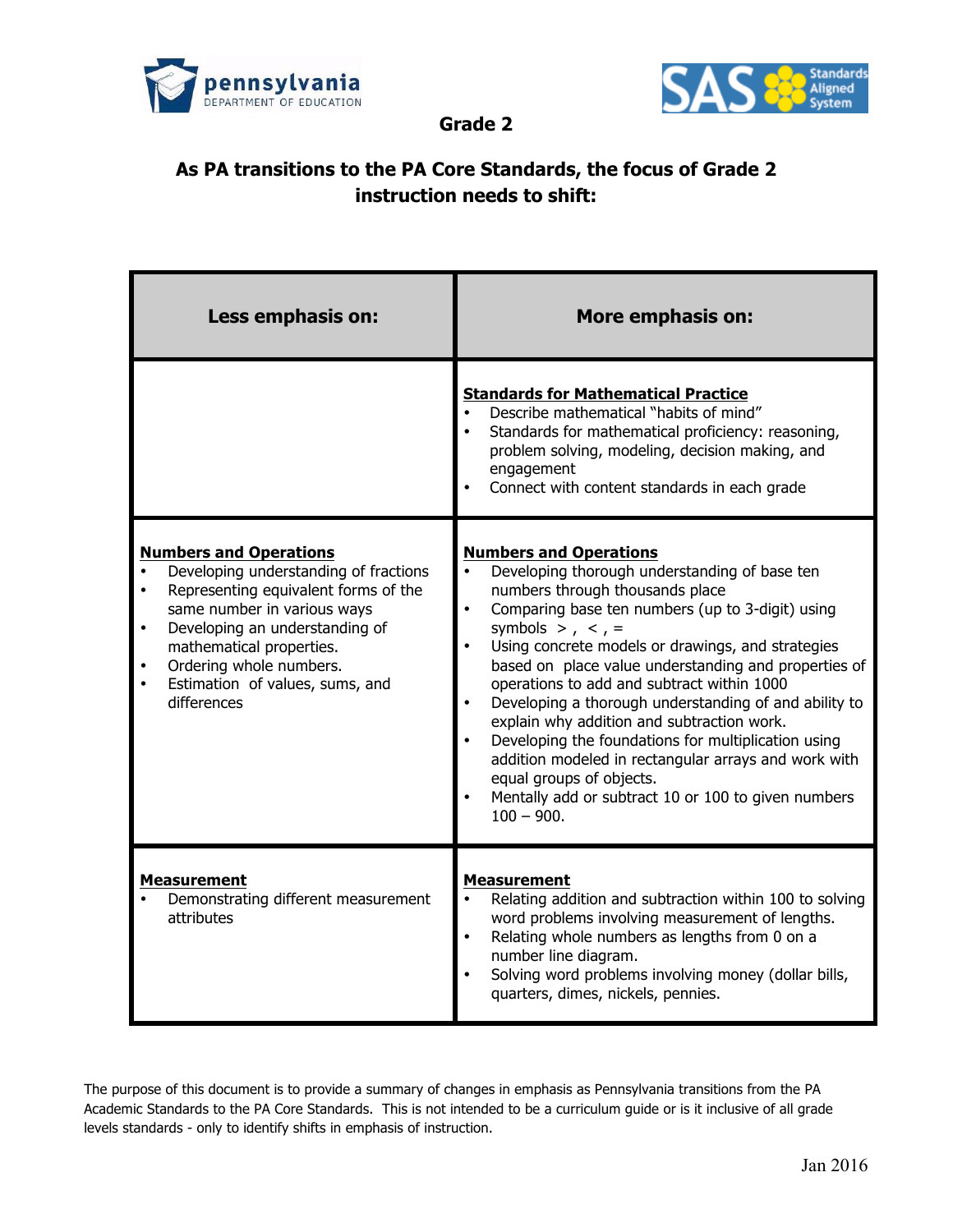## Grade 2

### As PA transitions to the PA Core Standards, the focus of Grade 2 instruction needs to shift:

| Less emphasis on: | More emphasis on: |
|---|---|
| | **Standards for Mathematical Practice**<br>• Describe mathematical "habits of mind"<br>• Standards for mathematical proficiency: reasoning, problem solving, modeling, decision making, and engagement<br>• Connect with content standards in each grade |
| **Numbers and Operations**<br>• Developing understanding of fractions<br>• Representing equivalent forms of the same number in various ways<br>• Developing an understanding of mathematical properties.<br>• Ordering whole numbers.<br>• Estimation of values, sums, and differences | **Numbers and Operations**<br>• Developing thorough understanding of base ten numbers through thousands place<br>• Comparing base ten numbers (up to 3-digit) using symbols >, <, =<br>• Using concrete models or drawings, and strategies based on place value understanding and properties of operations to add and subtract within 1000<br>• Developing a thorough understanding of and ability to explain why addition and subtraction work.<br>• Developing the foundations for multiplication using addition modeled in rectangular arrays and work with equal groups of objects.<br>• Mentally add or subtract 10 or 100 to given numbers 100 – 900. |
| **Measurement**<br>• Demonstrating different measurement attributes | **Measurement**<br>• Relating addition and subtraction within 100 to solving word problems involving measurement of lengths.<br>• Relating whole numbers as lengths from 0 on a number line diagram.<br>• Solving word problems involving money (dollar bills, quarters, dimes, nickels, pennies. |

The purpose of this document is to provide a summary of changes in emphasis as Pennsylvania transitions from the PA Academic Standards to the PA Core Standards. This is not intended to be a curriculum guide or is it inclusive of all grade levels standards - only to identify shifts in emphasis of instruction.

Jan 2016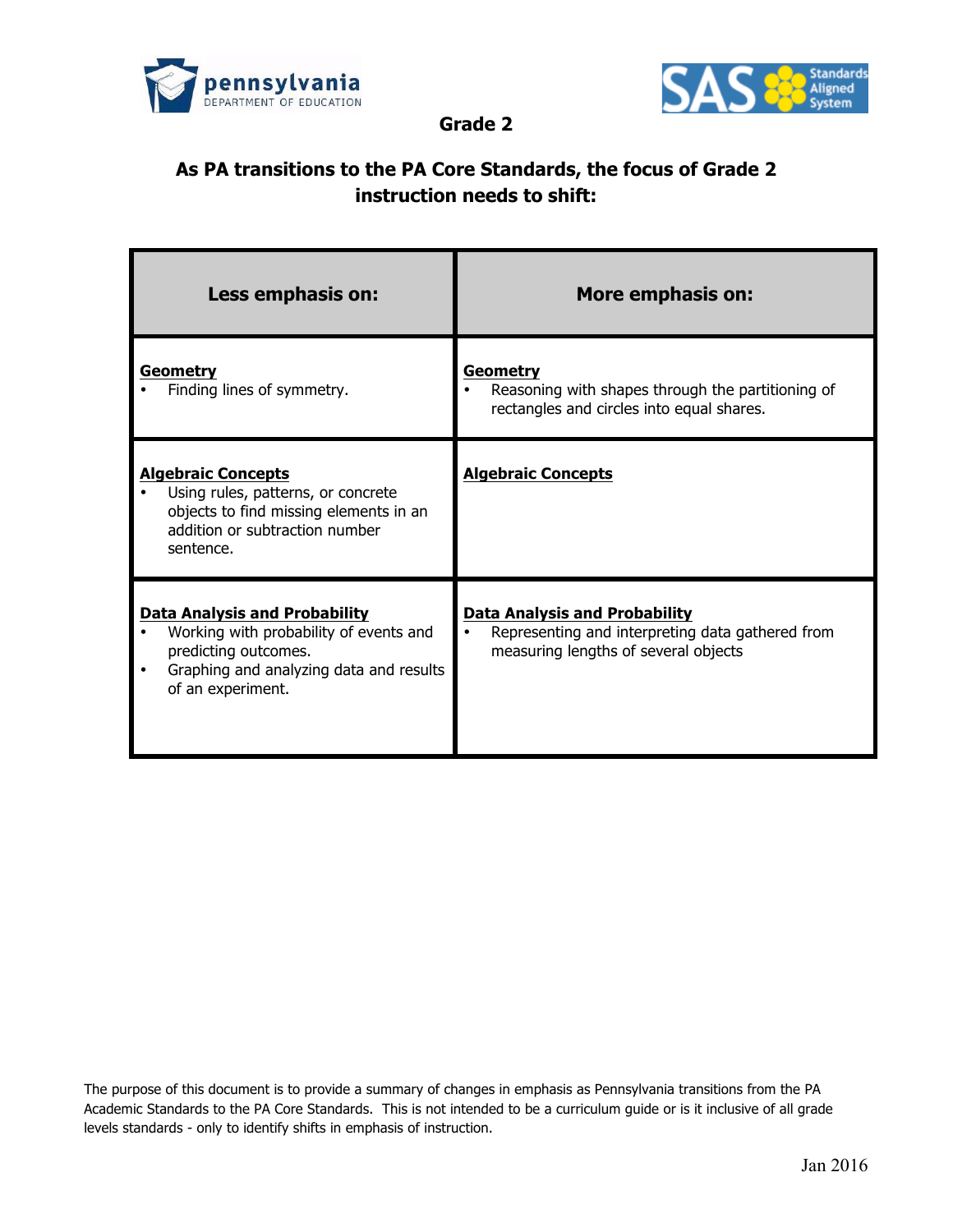## Grade 2

### As PA transitions to the PA Core Standards, the focus of Grade 2 instruction needs to shift:

| Less emphasis on: | More emphasis on: |
| --- | --- |
| **Geometry**<br>• Finding lines of symmetry. | **Geometry**<br>• Reasoning with shapes through the partitioning of rectangles and circles into equal shares. |
| **Algebraic Concepts**<br>• Using rules, patterns, or concrete objects to find missing elements in an addition or subtraction number sentence. | **Algebraic Concepts** |
| **Data Analysis and Probability**<br>• Working with probability of events and predicting outcomes.<br>• Graphing and analyzing data and results of an experiment. | **Data Analysis and Probability**<br>• Representing and interpreting data gathered from measuring lengths of several objects |

The purpose of this document is to provide a summary of changes in emphasis as Pennsylvania transitions from the PA Academic Standards to the PA Core Standards. This is not intended to be a curriculum guide or is it inclusive of all grade levels standards - only to identify shifts in emphasis of instruction.

Jan 2016